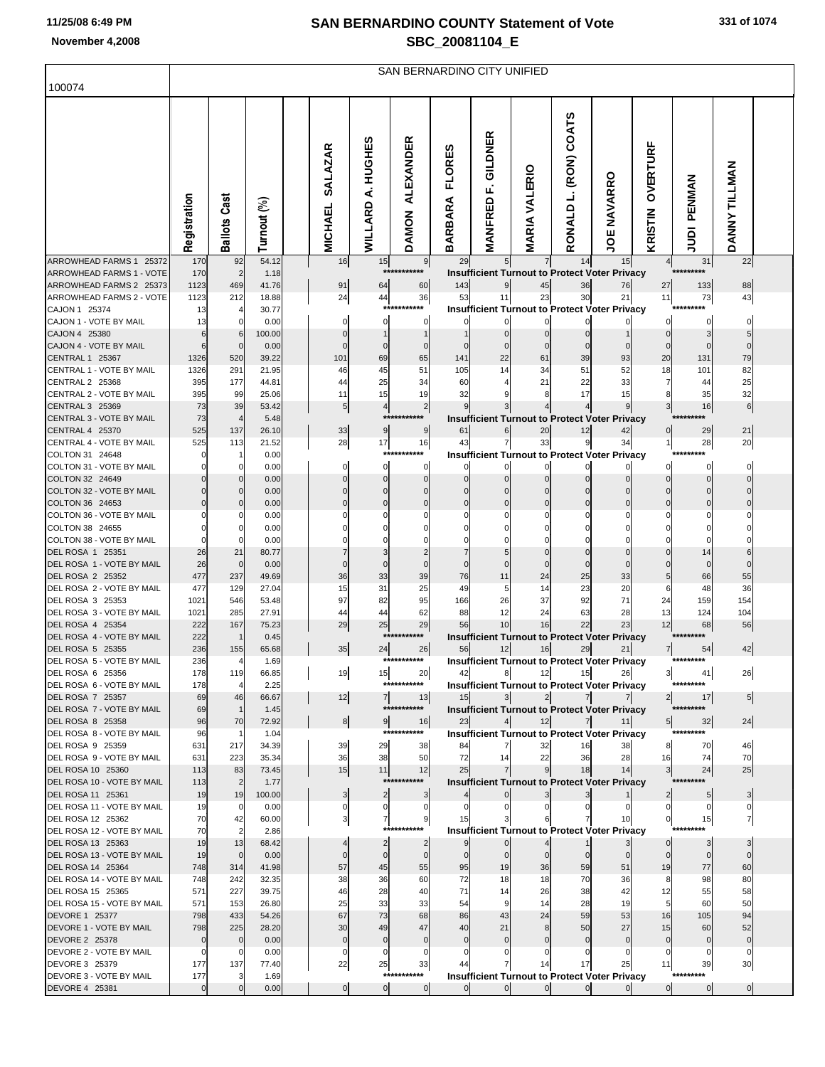# SAN BERNARDINO COUNTY Statement of Vote

## SBC_20081104_E

November 4,2008

100074 — SAN BERNARDINO CITY UNIFIED

| | Registration | Ballots Cast | Turnout (%) | MICHAEL SALAZAR | WILLARD A. HUGHES | DAMON ALEXANDER | BARBARA FLORES | MANFRED F. GILDNER | MARIA VALERIO | RONALD L. (RON) COATS | JOE NAVARRO | KRISTIN OVERTURF | JUDI PENMAN | DANNY TILLMAN |
|---|---|---|---|---|---|---|---|---|---|---|---|---|---|---|
| ARROWHEAD FARMS 1 25372 | 170 | 92 | 54.12 | 16 | 15 | 9 | 29 | 5 | 7 | 14 | 15 | 4 | 31 | 22 |
| ARROWHEAD FARMS 1 - VOTE | 170 | 2 | 1.18 | | *********** | | Insufficient Turnout to Protect Voter Privacy | | | | | | ********* | |
| ARROWHEAD FARMS 2 25373 | 1123 | 469 | 41.76 | 91 | 64 | 60 | 143 | 9 | 45 | 36 | 76 | 27 | 133 | 88 |
| ARROWHEAD FARMS 2 - VOTE | 1123 | 212 | 18.88 | 24 | 44 | 36 | 53 | 11 | 23 | 30 | 21 | 11 | 73 | 43 |
| CAJON 1 25374 | 13 | 4 | 30.77 | | *********** | | Insufficient Turnout to Protect Voter Privacy | | | | | | ********* | |
| CAJON 1 - VOTE BY MAIL | 13 | 0 | 0.00 | 0 | 0 | 0 | 0 | 0 | 0 | 0 | 0 | 0 | 0 | 0 |
| CAJON 4 25380 | 6 | 6 | 100.00 | 0 | 1 | 1 | 1 | 0 | 0 | 0 | 1 | 0 | 3 | 5 |
| CAJON 4 - VOTE BY MAIL | 6 | 0 | 0.00 | 0 | 0 | 0 | 0 | 0 | 0 | 0 | 0 | 0 | 0 | 0 |
| CENTRAL 1 25367 | 1326 | 520 | 39.22 | 101 | 69 | 65 | 141 | 22 | 61 | 39 | 93 | 20 | 131 | 79 |
| CENTRAL 1 - VOTE BY MAIL | 1326 | 291 | 21.95 | 46 | 45 | 51 | 105 | 14 | 34 | 51 | 52 | 18 | 101 | 82 |
| CENTRAL 2 25368 | 395 | 177 | 44.81 | 44 | 25 | 34 | 60 | 4 | 21 | 22 | 33 | 7 | 44 | 25 |
| CENTRAL 2 - VOTE BY MAIL | 395 | 99 | 25.06 | 11 | 15 | 19 | 32 | 9 | 8 | 17 | 15 | 8 | 35 | 32 |
| CENTRAL 3 25369 | 73 | 39 | 53.42 | 5 | 4 | 2 | 9 | 3 | 4 | 4 | 9 | 3 | 16 | 6 |
| CENTRAL 3 - VOTE BY MAIL | 73 | 4 | 5.48 | | *********** | | Insufficient Turnout to Protect Voter Privacy | | | | | | ********* | |
| CENTRAL 4 25370 | 525 | 137 | 26.10 | 33 | 9 | 9 | 61 | 6 | 20 | 12 | 42 | 0 | 29 | 21 |
| CENTRAL 4 - VOTE BY MAIL | 525 | 113 | 21.52 | 28 | 17 | 16 | 43 | 7 | 33 | 9 | 34 | 1 | 28 | 20 |
| COLTON 31 24648 | 0 | 1 | 0.00 | | *********** | | Insufficient Turnout to Protect Voter Privacy | | | | | | ********* | |
| COLTON 31 - VOTE BY MAIL | 0 | 0 | 0.00 | 0 | 0 | 0 | 0 | 0 | 0 | 0 | 0 | 0 | 0 | 0 |
| COLTON 32 24649 | 0 | 0 | 0.00 | 0 | 0 | 0 | 0 | 0 | 0 | 0 | 0 | 0 | 0 | 0 |
| COLTON 32 - VOTE BY MAIL | 0 | 0 | 0.00 | 0 | 0 | 0 | 0 | 0 | 0 | 0 | 0 | 0 | 0 | 0 |
| COLTON 36 24653 | 0 | 0 | 0.00 | 0 | 0 | 0 | 0 | 0 | 0 | 0 | 0 | 0 | 0 | 0 |
| COLTON 36 - VOTE BY MAIL | 0 | 0 | 0.00 | 0 | 0 | 0 | 0 | 0 | 0 | 0 | 0 | 0 | 0 | 0 |
| COLTON 38 24655 | 0 | 0 | 0.00 | 0 | 0 | 0 | 0 | 0 | 0 | 0 | 0 | 0 | 0 | 0 |
| COLTON 38 - VOTE BY MAIL | 0 | 0 | 0.00 | 0 | 0 | 0 | 0 | 0 | 0 | 0 | 0 | 0 | 0 | 0 |
| DEL ROSA 1 25351 | 26 | 21 | 80.77 | 7 | 3 | 2 | 7 | 5 | 0 | 0 | 0 | 0 | 14 | 6 |
| DEL ROSA 1 - VOTE BY MAIL | 26 | 0 | 0.00 | 0 | 0 | 0 | 0 | 0 | 0 | 0 | 0 | 0 | 0 | 0 |
| DEL ROSA 2 25352 | 477 | 237 | 49.69 | 36 | 33 | 39 | 76 | 11 | 24 | 25 | 33 | 5 | 66 | 55 |
| DEL ROSA 2 - VOTE BY MAIL | 477 | 129 | 27.04 | 15 | 31 | 25 | 49 | 5 | 14 | 23 | 20 | 6 | 48 | 36 |
| DEL ROSA 3 25353 | 1021 | 546 | 53.48 | 97 | 82 | 95 | 166 | 26 | 37 | 92 | 71 | 24 | 159 | 154 |
| DEL ROSA 3 - VOTE BY MAIL | 1021 | 285 | 27.91 | 44 | 44 | 62 | 88 | 12 | 24 | 63 | 28 | 13 | 124 | 104 |
| DEL ROSA 4 25354 | 222 | 167 | 75.23 | 29 | 25 | 29 | 56 | 10 | 16 | 22 | 23 | 12 | 68 | 56 |
| DEL ROSA 4 - VOTE BY MAIL | 222 | 1 | 0.45 | | *********** | | Insufficient Turnout to Protect Voter Privacy | | | | | | ********* | |
| DEL ROSA 5 25355 | 236 | 155 | 65.68 | 35 | 24 | 26 | 56 | 12 | 16 | 29 | 21 | 7 | 54 | 42 |
| DEL ROSA 5 - VOTE BY MAIL | 236 | 4 | 1.69 | | *********** | | Insufficient Turnout to Protect Voter Privacy | | | | | | ********* | |
| DEL ROSA 6 25356 | 178 | 119 | 66.85 | 19 | 15 | 20 | 42 | 8 | 12 | 15 | 26 | 3 | 41 | 26 |
| DEL ROSA 6 - VOTE BY MAIL | 178 | 4 | 2.25 | | *********** | | Insufficient Turnout to Protect Voter Privacy | | | | | | ********* | |
| DEL ROSA 7 25357 | 69 | 46 | 66.67 | 12 | 7 | 13 | 15 | 3 | 2 | 7 | 7 | 2 | 17 | 5 |
| DEL ROSA 7 - VOTE BY MAIL | 69 | 1 | 1.45 | | *********** | | Insufficient Turnout to Protect Voter Privacy | | | | | | ********* | |
| DEL ROSA 8 25358 | 96 | 70 | 72.92 | 8 | 9 | 16 | 23 | 4 | 12 | 7 | 11 | 5 | 32 | 24 |
| DEL ROSA 8 - VOTE BY MAIL | 96 | 1 | 1.04 | | *********** | | Insufficient Turnout to Protect Voter Privacy | | | | | | ********* | |
| DEL ROSA 9 25359 | 631 | 217 | 34.39 | 39 | 29 | 38 | 84 | 7 | 32 | 16 | 38 | 8 | 70 | 46 |
| DEL ROSA 9 - VOTE BY MAIL | 631 | 223 | 35.34 | 36 | 38 | 50 | 72 | 14 | 22 | 36 | 28 | 16 | 74 | 70 |
| DEL ROSA 10 25360 | 113 | 83 | 73.45 | 15 | 11 | 12 | 25 | 7 | 9 | 18 | 14 | 3 | 24 | 25 |
| DEL ROSA 10 - VOTE BY MAIL | 113 | 2 | 1.77 | | *********** | | Insufficient Turnout to Protect Voter Privacy | | | | | | ********* | |
| DEL ROSA 11 25361 | 19 | 19 | 100.00 | 3 | 2 | 3 | 4 | 0 | 3 | 3 | 1 | 2 | 5 | 3 |
| DEL ROSA 11 - VOTE BY MAIL | 19 | 0 | 0.00 | 0 | 0 | 0 | 0 | 0 | 0 | 0 | 0 | 0 | 0 | 0 |
| DEL ROSA 12 25362 | 70 | 42 | 60.00 | 3 | 7 | 9 | 15 | 3 | 6 | 7 | 10 | 0 | 15 | 7 |
| DEL ROSA 12 - VOTE BY MAIL | 70 | 2 | 2.86 | | *********** | | Insufficient Turnout to Protect Voter Privacy | | | | | | ********* | |
| DEL ROSA 13 25363 | 19 | 13 | 68.42 | 4 | 2 | 2 | 9 | 0 | 4 | 1 | 3 | 0 | 3 | 3 |
| DEL ROSA 13 - VOTE BY MAIL | 19 | 0 | 0.00 | 0 | 0 | 0 | 0 | 0 | 0 | 0 | 0 | 0 | 0 | 0 |
| DEL ROSA 14 25364 | 748 | 314 | 41.98 | 57 | 45 | 55 | 95 | 19 | 36 | 59 | 51 | 19 | 77 | 60 |
| DEL ROSA 14 - VOTE BY MAIL | 748 | 242 | 32.35 | 38 | 36 | 60 | 72 | 18 | 18 | 70 | 36 | 8 | 98 | 80 |
| DEL ROSA 15 25365 | 571 | 227 | 39.75 | 46 | 28 | 40 | 71 | 14 | 26 | 38 | 42 | 12 | 55 | 58 |
| DEL ROSA 15 - VOTE BY MAIL | 571 | 153 | 26.80 | 25 | 33 | 33 | 54 | 9 | 14 | 28 | 19 | 5 | 60 | 50 |
| DEVORE 1 25377 | 798 | 433 | 54.26 | 67 | 73 | 68 | 86 | 43 | 24 | 59 | 53 | 16 | 105 | 94 |
| DEVORE 1 - VOTE BY MAIL | 798 | 225 | 28.20 | 30 | 49 | 47 | 40 | 21 | 8 | 50 | 27 | 15 | 60 | 52 |
| DEVORE 2 25378 | 0 | 0 | 0.00 | 0 | 0 | 0 | 0 | 0 | 0 | 0 | 0 | 0 | 0 | 0 |
| DEVORE 2 - VOTE BY MAIL | 0 | 0 | 0.00 | 0 | 0 | 0 | 0 | 0 | 0 | 0 | 0 | 0 | 0 | 0 |
| DEVORE 3 25379 | 177 | 137 | 77.40 | 22 | 25 | 33 | 44 | 7 | 14 | 17 | 25 | 11 | 39 | 30 |
| DEVORE 3 - VOTE BY MAIL | 177 | 3 | 1.69 | | *********** | | Insufficient Turnout to Protect Voter Privacy | | | | | | ********* | |
| DEVORE 4 25381 | 0 | 0 | 0.00 | 0 | 0 | 0 | 0 | 0 | 0 | 0 | 0 | 0 | 0 | 0 |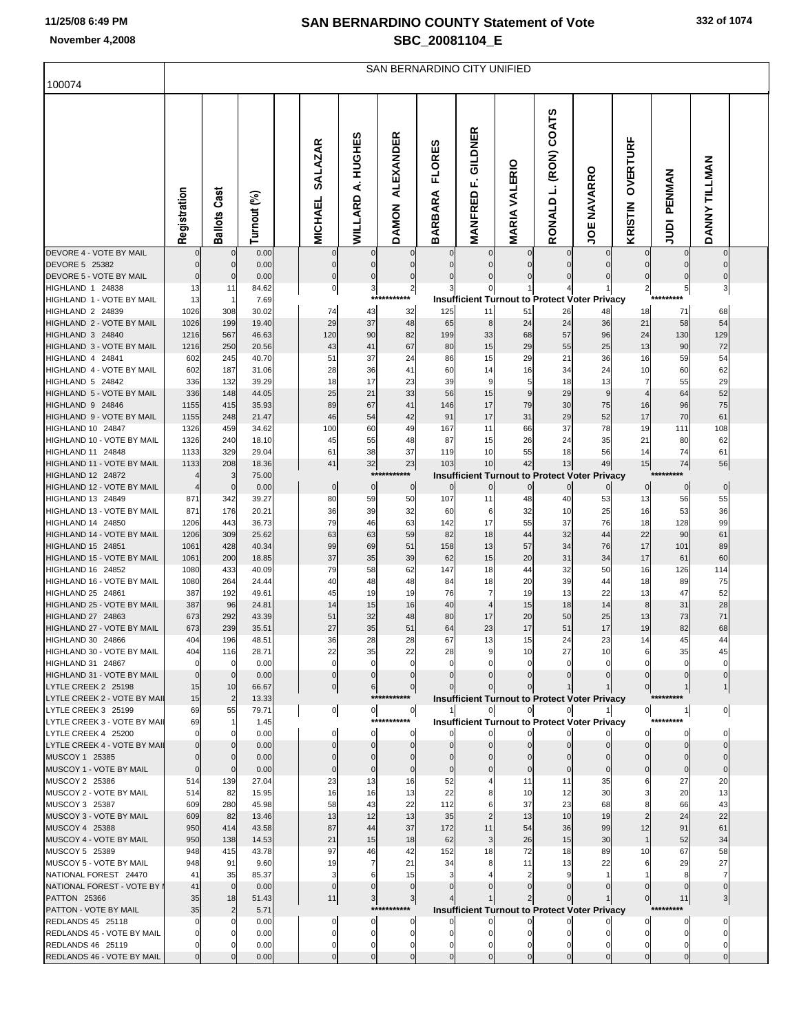# SAN BERNARDINO COUNTY Statement of Vote

## SBC_20081104_E

November 4,2008

100074

SAN BERNARDINO CITY UNIFIED

| | Registration | Ballots Cast | Turnout (%) | MICHAEL SALAZAR | WILLARD A. HUGHES | DAMON ALEXANDER | BARBARA FLORES | MANFRED F. GILDNER | MARIA VALERIO | RONALD L. (RON) COATS | JOE NAVARRO | KRISTIN OVERTURF | JUDI PENMAN | DANNY TILLMAN |
|---|---|---|---|---|---|---|---|---|---|---|---|---|---|---|
| DEVORE 4 - VOTE BY MAIL | 0 | 0 | 0.00 | 0 | 0 | 0 | 0 | 0 | 0 | 0 | 0 | 0 | 0 | 0 |
| DEVORE 5 25382 | 0 | 0 | 0.00 | 0 | 0 | 0 | 0 | 0 | 0 | 0 | 0 | 0 | 0 | 0 |
| DEVORE 5 - VOTE BY MAIL | 0 | 0 | 0.00 | 0 | 0 | 0 | 0 | 0 | 0 | 0 | 0 | 0 | 0 | 0 |
| HIGHLAND 1 24838 | 13 | 11 | 84.62 | 0 | 3 | 2 | 3 | 0 | 1 | 4 | 1 | 2 | 5 | 3 |
| HIGHLAND 1 - VOTE BY MAIL | 13 | 1 | 7.69 | | | *********** | Insufficient Turnout to Protect Voter Privacy | | | | | | ********* | |
| HIGHLAND 2 24839 | 1026 | 308 | 30.02 | 74 | 43 | 32 | 125 | 11 | 51 | 26 | 48 | 18 | 71 | 68 |
| HIGHLAND 2 - VOTE BY MAIL | 1026 | 199 | 19.40 | 29 | 37 | 48 | 65 | 8 | 24 | 24 | 36 | 21 | 58 | 54 |
| HIGHLAND 3 24840 | 1216 | 567 | 46.63 | 120 | 90 | 82 | 199 | 33 | 68 | 57 | 96 | 24 | 130 | 129 |
| HIGHLAND 3 - VOTE BY MAIL | 1216 | 250 | 20.56 | 43 | 41 | 67 | 80 | 15 | 29 | 55 | 25 | 13 | 90 | 72 |
| HIGHLAND 4 24841 | 602 | 245 | 40.70 | 51 | 37 | 24 | 86 | 15 | 29 | 21 | 36 | 16 | 59 | 54 |
| HIGHLAND 4 - VOTE BY MAIL | 602 | 187 | 31.06 | 28 | 36 | 41 | 60 | 14 | 16 | 34 | 24 | 10 | 60 | 62 |
| HIGHLAND 5 24842 | 336 | 132 | 39.29 | 18 | 17 | 23 | 39 | 9 | 5 | 18 | 13 | 7 | 55 | 29 |
| HIGHLAND 5 - VOTE BY MAIL | 336 | 148 | 44.05 | 25 | 21 | 33 | 56 | 15 | 9 | 29 | 9 | 4 | 64 | 52 |
| HIGHLAND 9 24846 | 1155 | 415 | 35.93 | 89 | 67 | 41 | 146 | 17 | 79 | 30 | 75 | 16 | 96 | 75 |
| HIGHLAND 9 - VOTE BY MAIL | 1155 | 248 | 21.47 | 46 | 54 | 42 | 91 | 17 | 31 | 29 | 52 | 17 | 70 | 61 |
| HIGHLAND 10 24847 | 1326 | 459 | 34.62 | 100 | 60 | 49 | 167 | 11 | 66 | 37 | 78 | 19 | 111 | 108 |
| HIGHLAND 10 - VOTE BY MAIL | 1326 | 240 | 18.10 | 45 | 55 | 48 | 87 | 15 | 26 | 24 | 35 | 21 | 80 | 62 |
| HIGHLAND 11 24848 | 1133 | 329 | 29.04 | 61 | 38 | 37 | 119 | 10 | 55 | 18 | 56 | 14 | 74 | 61 |
| HIGHLAND 11 - VOTE BY MAIL | 1133 | 208 | 18.36 | 41 | 32 | 23 | 103 | 10 | 42 | 13 | 49 | 15 | 74 | 56 |
| HIGHLAND 12 24872 | 4 | 3 | 75.00 | | | *********** | Insufficient Turnout to Protect Voter Privacy | | | | | | ********* | |
| HIGHLAND 12 - VOTE BY MAIL | 4 | 0 | 0.00 | 0 | 0 | 0 | 0 | 0 | 0 | 0 | 0 | 0 | 0 | 0 |
| HIGHLAND 13 24849 | 871 | 342 | 39.27 | 80 | 59 | 50 | 107 | 11 | 48 | 40 | 53 | 13 | 56 | 55 |
| HIGHLAND 13 - VOTE BY MAIL | 871 | 176 | 20.21 | 36 | 39 | 32 | 60 | 6 | 32 | 10 | 25 | 16 | 53 | 36 |
| HIGHLAND 14 24850 | 1206 | 443 | 36.73 | 79 | 46 | 63 | 142 | 17 | 55 | 37 | 76 | 18 | 128 | 99 |
| HIGHLAND 14 - VOTE BY MAIL | 1206 | 309 | 25.62 | 63 | 63 | 59 | 82 | 18 | 44 | 32 | 44 | 22 | 90 | 61 |
| HIGHLAND 15 24851 | 1061 | 428 | 40.34 | 99 | 69 | 51 | 158 | 13 | 57 | 34 | 76 | 17 | 101 | 89 |
| HIGHLAND 15 - VOTE BY MAIL | 1061 | 200 | 18.85 | 37 | 35 | 39 | 62 | 15 | 20 | 31 | 34 | 17 | 61 | 60 |
| HIGHLAND 16 24852 | 1080 | 433 | 40.09 | 79 | 58 | 62 | 147 | 18 | 44 | 32 | 50 | 16 | 126 | 114 |
| HIGHLAND 16 - VOTE BY MAIL | 1080 | 264 | 24.44 | 40 | 48 | 48 | 84 | 18 | 20 | 39 | 44 | 18 | 89 | 75 |
| HIGHLAND 25 24861 | 387 | 192 | 49.61 | 45 | 19 | 19 | 76 | 7 | 19 | 13 | 22 | 13 | 47 | 52 |
| HIGHLAND 25 - VOTE BY MAIL | 387 | 96 | 24.81 | 14 | 15 | 16 | 40 | 4 | 15 | 18 | 14 | 8 | 31 | 28 |
| HIGHLAND 27 24863 | 673 | 292 | 43.39 | 51 | 32 | 48 | 80 | 17 | 20 | 50 | 25 | 13 | 73 | 71 |
| HIGHLAND 27 - VOTE BY MAIL | 673 | 239 | 35.51 | 27 | 35 | 51 | 64 | 23 | 17 | 51 | 17 | 19 | 82 | 68 |
| HIGHLAND 30 24866 | 404 | 196 | 48.51 | 36 | 28 | 28 | 67 | 13 | 15 | 24 | 23 | 14 | 45 | 44 |
| HIGHLAND 30 - VOTE BY MAIL | 404 | 116 | 28.71 | 22 | 35 | 22 | 28 | 9 | 10 | 27 | 10 | 6 | 35 | 45 |
| HIGHLAND 31 24867 | 0 | 0 | 0.00 | 0 | 0 | 0 | 0 | 0 | 0 | 0 | 0 | 0 | 0 | 0 |
| HIGHLAND 31 - VOTE BY MAIL | 0 | 0 | 0.00 | 0 | 0 | 0 | 0 | 0 | 0 | 0 | 0 | 0 | 0 | 0 |
| LYTLE CREEK 2 25198 | 15 | 10 | 66.67 | 0 | 6 | 0 | 0 | 0 | 0 | 1 | 1 | 0 | 1 | 1 |
| LYTLE CREEK 2 - VOTE BY MAIL | 15 | 2 | 13.33 | | | *********** | Insufficient Turnout to Protect Voter Privacy | | | | | | ********* | |
| LYTLE CREEK 3 25199 | 69 | 55 | 79.71 | 0 | 0 | 0 | 1 | 0 | 0 | 0 | 1 | 0 | 1 | 0 |
| LYTLE CREEK 3 - VOTE BY MAIL | 69 | 1 | 1.45 | | | *********** | Insufficient Turnout to Protect Voter Privacy | | | | | | ********* | |
| LYTLE CREEK 4 25200 | 0 | 0 | 0.00 | 0 | 0 | 0 | 0 | 0 | 0 | 0 | 0 | 0 | 0 | 0 |
| LYTLE CREEK 4 - VOTE BY MAIL | 0 | 0 | 0.00 | 0 | 0 | 0 | 0 | 0 | 0 | 0 | 0 | 0 | 0 | 0 |
| MUSCOY 1 25385 | 0 | 0 | 0.00 | 0 | 0 | 0 | 0 | 0 | 0 | 0 | 0 | 0 | 0 | 0 |
| MUSCOY 1 - VOTE BY MAIL | 0 | 0 | 0.00 | 0 | 0 | 0 | 0 | 0 | 0 | 0 | 0 | 0 | 0 | 0 |
| MUSCOY 2 25386 | 514 | 139 | 27.04 | 23 | 13 | 16 | 52 | 4 | 11 | 11 | 35 | 6 | 27 | 20 |
| MUSCOY 2 - VOTE BY MAIL | 514 | 82 | 15.95 | 16 | 16 | 13 | 22 | 8 | 10 | 12 | 30 | 3 | 20 | 13 |
| MUSCOY 3 25387 | 609 | 280 | 45.98 | 58 | 43 | 22 | 112 | 6 | 37 | 23 | 68 | 8 | 66 | 43 |
| MUSCOY 3 - VOTE BY MAIL | 609 | 82 | 13.46 | 13 | 12 | 13 | 35 | 2 | 13 | 10 | 19 | 2 | 24 | 22 |
| MUSCOY 4 25388 | 950 | 414 | 43.58 | 87 | 44 | 37 | 172 | 11 | 54 | 36 | 99 | 12 | 91 | 61 |
| MUSCOY 4 - VOTE BY MAIL | 950 | 138 | 14.53 | 21 | 15 | 18 | 62 | 3 | 26 | 15 | 30 | 1 | 52 | 34 |
| MUSCOY 5 25389 | 948 | 415 | 43.78 | 97 | 46 | 42 | 152 | 18 | 72 | 18 | 89 | 10 | 67 | 58 |
| MUSCOY 5 - VOTE BY MAIL | 948 | 91 | 9.60 | 19 | 7 | 21 | 34 | 8 | 11 | 13 | 22 | 6 | 29 | 27 |
| NATIONAL FOREST 24470 | 41 | 35 | 85.37 | 3 | 6 | 15 | 3 | 4 | 2 | 9 | 1 | 1 | 8 | 7 |
| NATIONAL FOREST - VOTE BY MAIL | 41 | 0 | 0.00 | 0 | 0 | 0 | 0 | 0 | 0 | 0 | 0 | 0 | 0 | 0 |
| PATTON 25366 | 35 | 18 | 51.43 | 11 | 3 | 3 | 4 | 1 | 2 | 0 | 1 | 0 | 11 | 3 |
| PATTON - VOTE BY MAIL | 35 | 2 | 5.71 | | | *********** | Insufficient Turnout to Protect Voter Privacy | | | | | | ********* | |
| REDLANDS 45 25118 | 0 | 0 | 0.00 | 0 | 0 | 0 | 0 | 0 | 0 | 0 | 0 | 0 | 0 | 0 |
| REDLANDS 45 - VOTE BY MAIL | 0 | 0 | 0.00 | 0 | 0 | 0 | 0 | 0 | 0 | 0 | 0 | 0 | 0 | 0 |
| REDLANDS 46 25119 | 0 | 0 | 0.00 | 0 | 0 | 0 | 0 | 0 | 0 | 0 | 0 | 0 | 0 | 0 |
| REDLANDS 46 - VOTE BY MAIL | 0 | 0 | 0.00 | 0 | 0 | 0 | 0 | 0 | 0 | 0 | 0 | 0 | 0 | 0 |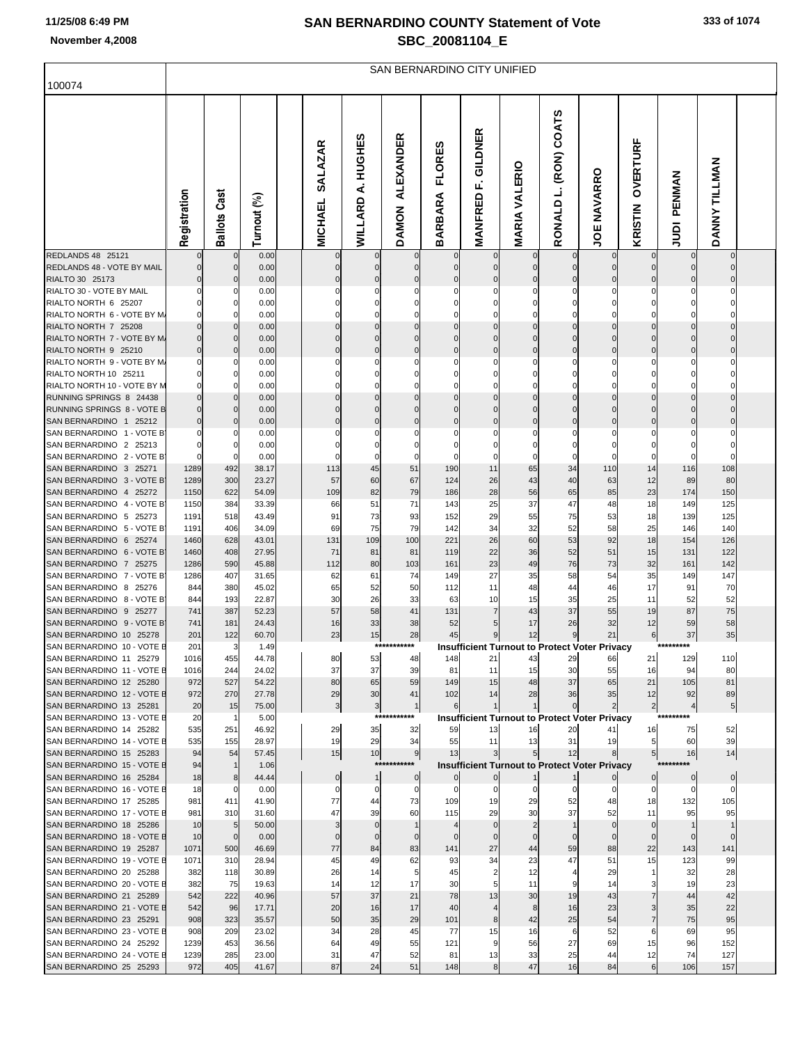# SAN BERNARDINO COUNTY Statement of Vote

## SBC_20081104_E

November 4,2008

100074 — SAN BERNARDINO CITY UNIFIED

| | Registration | Ballots Cast | Turnout (%) | MICHAEL SALAZAR | WILLARD A. HUGHES | DAMON ALEXANDER | BARBARA FLORES | MANFRED F. GILDNER | MARIA VALERIO | RONALD L. (RON) COATS | JOE NAVARRO | KRISTIN OVERTURF | JUDI PENMAN | DANNY TILLMAN |
|---|---|---|---|---|---|---|---|---|---|---|---|---|---|---|
| REDLANDS 48 25121 | 0 | 0 | 0.00 | 0 | 0 | 0 | 0 | 0 | 0 | 0 | 0 | 0 | 0 | 0 |
| REDLANDS 48 - VOTE BY MAIL | 0 | 0 | 0.00 | 0 | 0 | 0 | 0 | 0 | 0 | 0 | 0 | 0 | 0 | 0 |
| RIALTO 30 25173 | 0 | 0 | 0.00 | 0 | 0 | 0 | 0 | 0 | 0 | 0 | 0 | 0 | 0 | 0 |
| RIALTO 30 - VOTE BY MAIL | 0 | 0 | 0.00 | 0 | 0 | 0 | 0 | 0 | 0 | 0 | 0 | 0 | 0 | 0 |
| RIALTO NORTH 6 25207 | 0 | 0 | 0.00 | 0 | 0 | 0 | 0 | 0 | 0 | 0 | 0 | 0 | 0 | 0 |
| RIALTO NORTH 6 - VOTE BY MA | 0 | 0 | 0.00 | 0 | 0 | 0 | 0 | 0 | 0 | 0 | 0 | 0 | 0 | 0 |
| RIALTO NORTH 7 25208 | 0 | 0 | 0.00 | 0 | 0 | 0 | 0 | 0 | 0 | 0 | 0 | 0 | 0 | 0 |
| RIALTO NORTH 7 - VOTE BY MA | 0 | 0 | 0.00 | 0 | 0 | 0 | 0 | 0 | 0 | 0 | 0 | 0 | 0 | 0 |
| RIALTO NORTH 9 25210 | 0 | 0 | 0.00 | 0 | 0 | 0 | 0 | 0 | 0 | 0 | 0 | 0 | 0 | 0 |
| RIALTO NORTH 9 - VOTE BY MA | 0 | 0 | 0.00 | 0 | 0 | 0 | 0 | 0 | 0 | 0 | 0 | 0 | 0 | 0 |
| RIALTO NORTH 10 25211 | 0 | 0 | 0.00 | 0 | 0 | 0 | 0 | 0 | 0 | 0 | 0 | 0 | 0 | 0 |
| RIALTO NORTH 10 - VOTE BY M | 0 | 0 | 0.00 | 0 | 0 | 0 | 0 | 0 | 0 | 0 | 0 | 0 | 0 | 0 |
| RUNNING SPRINGS 8 24438 | 0 | 0 | 0.00 | 0 | 0 | 0 | 0 | 0 | 0 | 0 | 0 | 0 | 0 | 0 |
| RUNNING SPRINGS 8 - VOTE B | 0 | 0 | 0.00 | 0 | 0 | 0 | 0 | 0 | 0 | 0 | 0 | 0 | 0 | 0 |
| SAN BERNARDINO 1 25212 | 0 | 0 | 0.00 | 0 | 0 | 0 | 0 | 0 | 0 | 0 | 0 | 0 | 0 | 0 |
| SAN BERNARDINO 1 - VOTE B | 0 | 0 | 0.00 | 0 | 0 | 0 | 0 | 0 | 0 | 0 | 0 | 0 | 0 | 0 |
| SAN BERNARDINO 2 25213 | 0 | 0 | 0.00 | 0 | 0 | 0 | 0 | 0 | 0 | 0 | 0 | 0 | 0 | 0 |
| SAN BERNARDINO 2 - VOTE B | 0 | 0 | 0.00 | 0 | 0 | 0 | 0 | 0 | 0 | 0 | 0 | 0 | 0 | 0 |
| SAN BERNARDINO 3 25271 | 1289 | 492 | 38.17 | 113 | 45 | 51 | 190 | 11 | 65 | 34 | 110 | 14 | 116 | 108 |
| SAN BERNARDINO 3 - VOTE B | 1289 | 300 | 23.27 | 57 | 60 | 67 | 124 | 26 | 43 | 40 | 63 | 12 | 89 | 80 |
| SAN BERNARDINO 4 25272 | 1150 | 622 | 54.09 | 109 | 82 | 79 | 186 | 28 | 56 | 65 | 85 | 23 | 174 | 150 |
| SAN BERNARDINO 4 - VOTE B | 1150 | 384 | 33.39 | 66 | 51 | 71 | 143 | 25 | 37 | 47 | 48 | 18 | 149 | 125 |
| SAN BERNARDINO 5 25273 | 1191 | 518 | 43.49 | 91 | 73 | 93 | 152 | 29 | 55 | 75 | 53 | 18 | 139 | 125 |
| SAN BERNARDINO 5 - VOTE B | 1191 | 406 | 34.09 | 69 | 75 | 79 | 142 | 34 | 32 | 52 | 58 | 25 | 146 | 140 |
| SAN BERNARDINO 6 25274 | 1460 | 628 | 43.01 | 131 | 109 | 100 | 221 | 26 | 60 | 53 | 92 | 18 | 154 | 126 |
| SAN BERNARDINO 6 - VOTE B | 1460 | 408 | 27.95 | 71 | 81 | 81 | 119 | 22 | 36 | 52 | 51 | 15 | 131 | 122 |
| SAN BERNARDINO 7 25275 | 1286 | 590 | 45.88 | 112 | 80 | 103 | 161 | 23 | 49 | 76 | 73 | 32 | 161 | 142 |
| SAN BERNARDINO 7 - VOTE B | 1286 | 407 | 31.65 | 62 | 61 | 74 | 149 | 27 | 35 | 58 | 54 | 35 | 149 | 147 |
| SAN BERNARDINO 8 25276 | 844 | 380 | 45.02 | 65 | 52 | 50 | 112 | 11 | 48 | 44 | 46 | 17 | 91 | 70 |
| SAN BERNARDINO 8 - VOTE B | 844 | 193 | 22.87 | 30 | 26 | 33 | 63 | 10 | 15 | 35 | 25 | 11 | 52 | 52 |
| SAN BERNARDINO 9 25277 | 741 | 387 | 52.23 | 57 | 58 | 41 | 131 | 7 | 43 | 37 | 55 | 19 | 87 | 75 |
| SAN BERNARDINO 9 - VOTE B | 741 | 181 | 24.43 | 16 | 33 | 38 | 52 | 5 | 17 | 26 | 32 | 12 | 59 | 58 |
| SAN BERNARDINO 10 25278 | 201 | 122 | 60.70 | 23 | 15 | 28 | 45 | 9 | 12 | 9 | 21 | 6 | 37 | 35 |
| SAN BERNARDINO 10 - VOTE B | 201 | 3 | 1.49 | | | *********** | Insufficient Turnout to Protect Voter Privacy | | | | | | ********* | |
| SAN BERNARDINO 11 25279 | 1016 | 455 | 44.78 | 80 | 53 | 48 | 148 | 21 | 43 | 29 | 66 | 21 | 129 | 110 |
| SAN BERNARDINO 11 - VOTE B | 1016 | 244 | 24.02 | 37 | 37 | 39 | 81 | 11 | 15 | 30 | 55 | 16 | 94 | 80 |
| SAN BERNARDINO 12 25280 | 972 | 527 | 54.22 | 80 | 65 | 59 | 149 | 15 | 48 | 37 | 65 | 21 | 105 | 81 |
| SAN BERNARDINO 12 - VOTE B | 972 | 270 | 27.78 | 29 | 30 | 41 | 102 | 14 | 28 | 36 | 35 | 12 | 92 | 89 |
| SAN BERNARDINO 13 25281 | 20 | 15 | 75.00 | 3 | 3 | 1 | 6 | 1 | 1 | 0 | 2 | 2 | 4 | 5 |
| SAN BERNARDINO 13 - VOTE B | 20 | 1 | 5.00 | | | *********** | Insufficient Turnout to Protect Voter Privacy | | | | | | ********* | |
| SAN BERNARDINO 14 25282 | 535 | 251 | 46.92 | 29 | 35 | 32 | 59 | 13 | 16 | 20 | 41 | 16 | 75 | 52 |
| SAN BERNARDINO 14 - VOTE B | 535 | 155 | 28.97 | 19 | 29 | 34 | 55 | 11 | 13 | 31 | 19 | 5 | 60 | 39 |
| SAN BERNARDINO 15 25283 | 94 | 54 | 57.45 | 15 | 10 | 9 | 13 | 3 | 5 | 12 | 8 | 5 | 16 | 14 |
| SAN BERNARDINO 15 - VOTE B | 94 | 1 | 1.06 | | | *********** | Insufficient Turnout to Protect Voter Privacy | | | | | | ********* | |
| SAN BERNARDINO 16 25284 | 18 | 8 | 44.44 | 0 | 1 | 0 | 0 | 0 | 1 | 1 | 0 | 0 | 0 | 0 |
| SAN BERNARDINO 16 - VOTE B | 18 | 0 | 0.00 | 0 | 0 | 0 | 0 | 0 | 0 | 0 | 0 | 0 | 0 | 0 |
| SAN BERNARDINO 17 25285 | 981 | 411 | 41.90 | 77 | 44 | 73 | 109 | 19 | 29 | 52 | 48 | 18 | 132 | 105 |
| SAN BERNARDINO 17 - VOTE B | 981 | 310 | 31.60 | 47 | 39 | 60 | 115 | 29 | 30 | 37 | 52 | 11 | 95 | 95 |
| SAN BERNARDINO 18 25286 | 10 | 5 | 50.00 | 3 | 0 | 1 | 4 | 0 | 2 | 1 | 0 | 0 | 1 | 1 |
| SAN BERNARDINO 18 - VOTE B | 10 | 0 | 0.00 | 0 | 0 | 0 | 0 | 0 | 0 | 0 | 0 | 0 | 0 | 0 |
| SAN BERNARDINO 19 25287 | 1071 | 500 | 46.69 | 77 | 84 | 83 | 141 | 27 | 44 | 59 | 88 | 22 | 143 | 141 |
| SAN BERNARDINO 19 - VOTE B | 1071 | 310 | 28.94 | 45 | 49 | 62 | 93 | 34 | 23 | 47 | 51 | 15 | 123 | 99 |
| SAN BERNARDINO 20 25288 | 382 | 118 | 30.89 | 26 | 14 | 5 | 45 | 2 | 12 | 4 | 29 | 1 | 32 | 28 |
| SAN BERNARDINO 20 - VOTE B | 382 | 75 | 19.63 | 14 | 12 | 17 | 30 | 5 | 11 | 9 | 14 | 3 | 19 | 23 |
| SAN BERNARDINO 21 25289 | 542 | 222 | 40.96 | 57 | 37 | 21 | 78 | 13 | 30 | 19 | 43 | 7 | 44 | 42 |
| SAN BERNARDINO 21 - VOTE B | 542 | 96 | 17.71 | 20 | 16 | 17 | 40 | 4 | 8 | 16 | 23 | 3 | 35 | 22 |
| SAN BERNARDINO 23 25291 | 908 | 323 | 35.57 | 50 | 35 | 29 | 101 | 8 | 42 | 25 | 54 | 7 | 75 | 95 |
| SAN BERNARDINO 23 - VOTE B | 908 | 209 | 23.02 | 34 | 28 | 45 | 77 | 15 | 16 | 6 | 52 | 6 | 69 | 95 |
| SAN BERNARDINO 24 25292 | 1239 | 453 | 36.56 | 64 | 49 | 55 | 121 | 9 | 56 | 27 | 69 | 15 | 96 | 152 |
| SAN BERNARDINO 24 - VOTE B | 1239 | 285 | 23.00 | 31 | 47 | 52 | 81 | 13 | 33 | 25 | 44 | 12 | 74 | 127 |
| SAN BERNARDINO 25 25293 | 972 | 405 | 41.67 | 87 | 24 | 51 | 148 | 8 | 47 | 16 | 84 | 6 | 106 | 157 |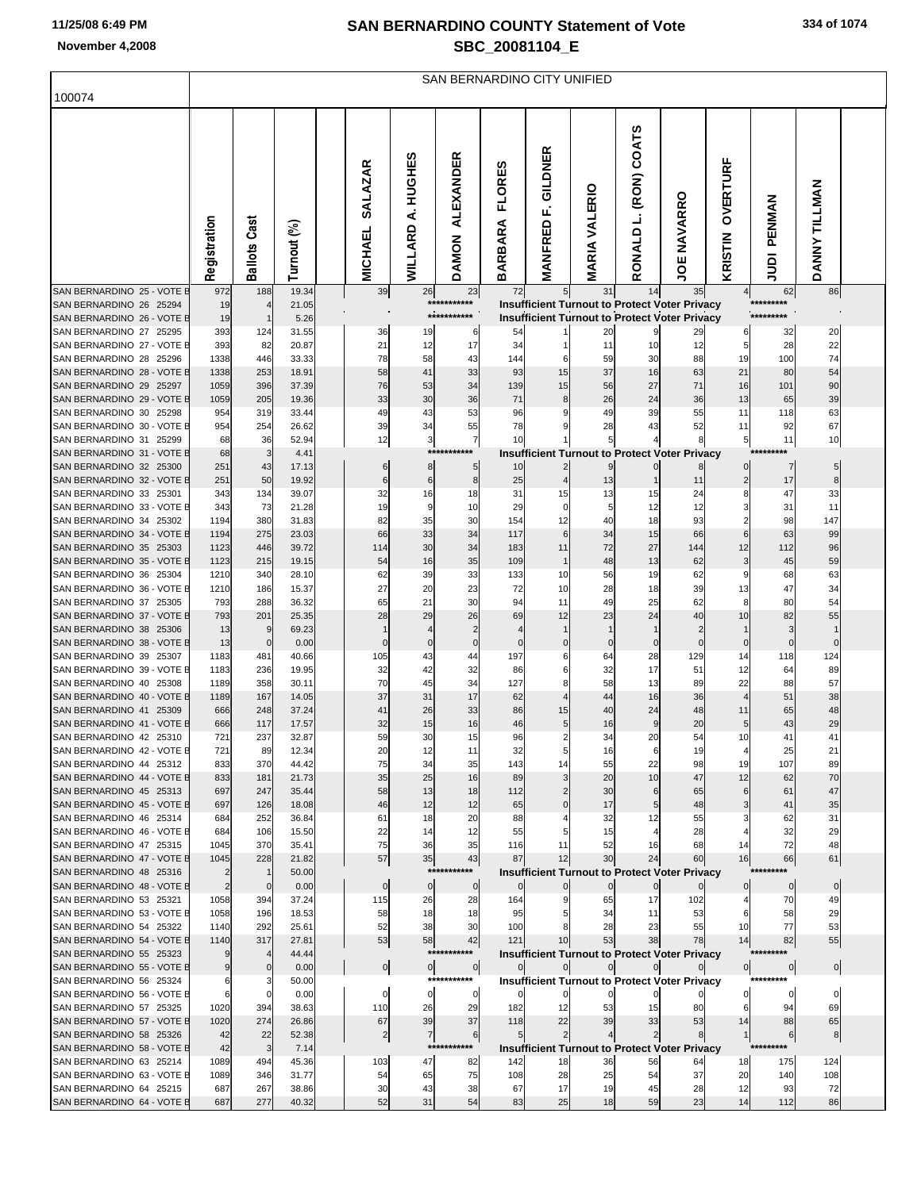# SAN BERNARDINO COUNTY Statement of Vote
## SBC_20081104_E

SAN BERNARDINO CITY UNIFIED

100074

| | Registration | Ballots Cast | Turnout (%) | | MICHAEL SALAZAR | WILLARD A. HUGHES | DAMON ALEXANDER | BARBARA FLORES | MANFRED F. GILDNER | MARIA VALERIO | RONALD L. (RON) COATS | JOE NAVARRO | KRISTIN OVERTURF | JUDI PENMAN | DANNY TILLMAN |
|---|---|---|---|---|---|---|---|---|---|---|---|---|---|---|---|
| SAN BERNARDINO 25 - VOTE B | 972 | 188 | 19.34 | | 39 | 26 | 23 | 72 | 5 | 31 | 14 | 35 | 4 | 62 | 86 |
| SAN BERNARDINO 26 25294 | 19 | 4 | 21.05 | | | | *********** | Insufficient Turnout to Protect Voter Privacy | | | | | | ********* | |
| SAN BERNARDINO 26 - VOTE B | 19 | 1 | 5.26 | | | | *********** | Insufficient Turnout to Protect Voter Privacy | | | | | | ********* | |
| SAN BERNARDINO 27 25295 | 393 | 124 | 31.55 | | 36 | 19 | 6 | 54 | 1 | 20 | 9 | 29 | 6 | 32 | 20 |
| SAN BERNARDINO 27 - VOTE B | 393 | 82 | 20.87 | | 21 | 12 | 17 | 34 | 1 | 11 | 10 | 12 | 5 | 28 | 22 |
| SAN BERNARDINO 28 25296 | 1338 | 446 | 33.33 | | 78 | 58 | 43 | 144 | 6 | 59 | 30 | 88 | 19 | 100 | 74 |
| SAN BERNARDINO 28 - VOTE B | 1338 | 253 | 18.91 | | 58 | 41 | 33 | 93 | 15 | 37 | 16 | 63 | 21 | 80 | 54 |
| SAN BERNARDINO 29 25297 | 1059 | 396 | 37.39 | | 76 | 53 | 34 | 139 | 15 | 56 | 27 | 71 | 16 | 101 | 90 |
| SAN BERNARDINO 29 - VOTE B | 1059 | 205 | 19.36 | | 33 | 30 | 36 | 71 | 8 | 26 | 24 | 36 | 13 | 65 | 39 |
| SAN BERNARDINO 30 25298 | 954 | 319 | 33.44 | | 49 | 43 | 53 | 96 | 9 | 49 | 39 | 55 | 11 | 118 | 63 |
| SAN BERNARDINO 30 - VOTE B | 954 | 254 | 26.62 | | 39 | 34 | 55 | 78 | 9 | 28 | 43 | 52 | 11 | 92 | 67 |
| SAN BERNARDINO 31 25299 | 68 | 36 | 52.94 | | 12 | 3 | 7 | 10 | 1 | 5 | 4 | 8 | 5 | 11 | 10 |
| SAN BERNARDINO 31 - VOTE B | 68 | 3 | 4.41 | | | | *********** | Insufficient Turnout to Protect Voter Privacy | | | | | | ********* | |
| SAN BERNARDINO 32 25300 | 251 | 43 | 17.13 | | 6 | 8 | 5 | 10 | 2 | 9 | 0 | 8 | 0 | 7 | 5 |
| SAN BERNARDINO 32 - VOTE B | 251 | 50 | 19.92 | | 6 | 6 | 8 | 25 | 4 | 13 | 1 | 11 | 2 | 17 | 8 |
| SAN BERNARDINO 33 25301 | 343 | 134 | 39.07 | | 32 | 16 | 18 | 31 | 15 | 13 | 15 | 24 | 8 | 47 | 33 |
| SAN BERNARDINO 33 - VOTE B | 343 | 73 | 21.28 | | 19 | 9 | 10 | 29 | 0 | 5 | 12 | 12 | 3 | 31 | 11 |
| SAN BERNARDINO 34 25302 | 1194 | 380 | 31.83 | | 82 | 35 | 30 | 154 | 12 | 40 | 18 | 93 | 2 | 98 | 147 |
| SAN BERNARDINO 34 - VOTE B | 1194 | 275 | 23.03 | | 66 | 33 | 34 | 117 | 6 | 34 | 15 | 66 | 6 | 63 | 99 |
| SAN BERNARDINO 35 25303 | 1123 | 446 | 39.72 | | 114 | 30 | 34 | 183 | 11 | 72 | 27 | 144 | 12 | 112 | 96 |
| SAN BERNARDINO 35 - VOTE B | 1123 | 215 | 19.15 | | 54 | 16 | 35 | 109 | 1 | 48 | 13 | 62 | 3 | 45 | 59 |
| SAN BERNARDINO 36 25304 | 1210 | 340 | 28.10 | | 62 | 39 | 33 | 133 | 10 | 56 | 19 | 62 | 9 | 68 | 63 |
| SAN BERNARDINO 36 - VOTE B | 1210 | 186 | 15.37 | | 27 | 20 | 23 | 72 | 10 | 28 | 18 | 39 | 13 | 47 | 34 |
| SAN BERNARDINO 37 25305 | 793 | 288 | 36.32 | | 65 | 21 | 30 | 94 | 11 | 49 | 25 | 62 | 8 | 80 | 54 |
| SAN BERNARDINO 37 - VOTE B | 793 | 201 | 25.35 | | 28 | 29 | 26 | 69 | 12 | 23 | 24 | 40 | 10 | 82 | 55 |
| SAN BERNARDINO 38 25306 | 13 | 9 | 69.23 | | 1 | 4 | 2 | 4 | 1 | 1 | 1 | 2 | 1 | 3 | 1 |
| SAN BERNARDINO 38 - VOTE B | 13 | 0 | 0.00 | | 0 | 0 | 0 | 0 | 0 | 0 | 0 | 0 | 0 | 0 | 0 |
| SAN BERNARDINO 39 25307 | 1183 | 481 | 40.66 | | 105 | 43 | 44 | 197 | 6 | 64 | 28 | 129 | 14 | 118 | 124 |
| SAN BERNARDINO 39 - VOTE B | 1183 | 236 | 19.95 | | 32 | 42 | 32 | 86 | 6 | 32 | 17 | 51 | 12 | 64 | 89 |
| SAN BERNARDINO 40 25308 | 1189 | 358 | 30.11 | | 70 | 45 | 34 | 127 | 8 | 58 | 13 | 89 | 22 | 88 | 57 |
| SAN BERNARDINO 40 - VOTE B | 1189 | 167 | 14.05 | | 37 | 31 | 17 | 62 | 4 | 44 | 16 | 36 | 4 | 51 | 38 |
| SAN BERNARDINO 41 25309 | 666 | 248 | 37.24 | | 41 | 26 | 33 | 86 | 15 | 40 | 24 | 48 | 11 | 65 | 48 |
| SAN BERNARDINO 41 - VOTE B | 666 | 117 | 17.57 | | 32 | 15 | 16 | 46 | 5 | 16 | 9 | 20 | 5 | 43 | 29 |
| SAN BERNARDINO 42 25310 | 721 | 237 | 32.87 | | 59 | 30 | 15 | 96 | 2 | 34 | 20 | 54 | 10 | 41 | 41 |
| SAN BERNARDINO 42 - VOTE B | 721 | 89 | 12.34 | | 20 | 12 | 11 | 32 | 5 | 16 | 6 | 19 | 4 | 25 | 21 |
| SAN BERNARDINO 44 25312 | 833 | 370 | 44.42 | | 75 | 34 | 35 | 143 | 14 | 55 | 22 | 98 | 19 | 107 | 89 |
| SAN BERNARDINO 44 - VOTE B | 833 | 181 | 21.73 | | 35 | 25 | 16 | 89 | 3 | 20 | 10 | 47 | 12 | 62 | 70 |
| SAN BERNARDINO 45 25313 | 697 | 247 | 35.44 | | 58 | 13 | 18 | 112 | 2 | 30 | 6 | 65 | 6 | 61 | 47 |
| SAN BERNARDINO 45 - VOTE B | 697 | 126 | 18.08 | | 46 | 12 | 12 | 65 | 0 | 17 | 5 | 48 | 3 | 41 | 35 |
| SAN BERNARDINO 46 25314 | 684 | 252 | 36.84 | | 61 | 18 | 20 | 88 | 4 | 32 | 12 | 55 | 3 | 62 | 31 |
| SAN BERNARDINO 46 - VOTE B | 684 | 106 | 15.50 | | 22 | 14 | 12 | 55 | 5 | 15 | 4 | 28 | 4 | 32 | 29 |
| SAN BERNARDINO 47 25315 | 1045 | 370 | 35.41 | | 75 | 36 | 35 | 116 | 11 | 52 | 16 | 68 | 14 | 72 | 48 |
| SAN BERNARDINO 47 - VOTE B | 1045 | 228 | 21.82 | | 57 | 35 | 43 | 87 | 12 | 30 | 24 | 60 | 16 | 66 | 61 |
| SAN BERNARDINO 48 25316 | 2 | 1 | 50.00 | | | | *********** | Insufficient Turnout to Protect Voter Privacy | | | | | | ********* | |
| SAN BERNARDINO 48 - VOTE B | 2 | 0 | 0.00 | | 0 | 0 | 0 | 0 | 0 | 0 | 0 | 0 | 0 | 0 | 0 |
| SAN BERNARDINO 53 25321 | 1058 | 394 | 37.24 | | 115 | 26 | 28 | 164 | 9 | 65 | 17 | 102 | 4 | 70 | 49 |
| SAN BERNARDINO 53 - VOTE B | 1058 | 196 | 18.53 | | 58 | 18 | 18 | 95 | 5 | 34 | 11 | 53 | 6 | 58 | 29 |
| SAN BERNARDINO 54 25322 | 1140 | 292 | 25.61 | | 52 | 38 | 30 | 100 | 8 | 28 | 23 | 55 | 10 | 77 | 53 |
| SAN BERNARDINO 54 - VOTE B | 1140 | 317 | 27.81 | | 53 | 58 | 42 | 121 | 10 | 53 | 38 | 78 | 14 | 82 | 55 |
| SAN BERNARDINO 55 25323 | 9 | 4 | 44.44 | | | | *********** | Insufficient Turnout to Protect Voter Privacy | | | | | | ********* | |
| SAN BERNARDINO 55 - VOTE B | 9 | 0 | 0.00 | | 0 | 0 | 0 | 0 | 0 | 0 | 0 | 0 | 0 | 0 | 0 |
| SAN BERNARDINO 56 25324 | 6 | 3 | 50.00 | | | | *********** | Insufficient Turnout to Protect Voter Privacy | | | | | | ********* | |
| SAN BERNARDINO 56 - VOTE B | 6 | 0 | 0.00 | | 0 | 0 | 0 | 0 | 0 | 0 | 0 | 0 | 0 | 0 | 0 |
| SAN BERNARDINO 57 25325 | 1020 | 394 | 38.63 | | 110 | 26 | 29 | 182 | 12 | 53 | 15 | 80 | 6 | 94 | 69 |
| SAN BERNARDINO 57 - VOTE B | 1020 | 274 | 26.86 | | 67 | 39 | 37 | 118 | 22 | 39 | 33 | 53 | 14 | 88 | 65 |
| SAN BERNARDINO 58 25326 | 42 | 22 | 52.38 | | 2 | 7 | 6 | 5 | 2 | 4 | 2 | 8 | 1 | 6 | 8 |
| SAN BERNARDINO 58 - VOTE B | 42 | 3 | 7.14 | | | | *********** | Insufficient Turnout to Protect Voter Privacy | | | | | | ********* | |
| SAN BERNARDINO 63 25214 | 1089 | 494 | 45.36 | | 103 | 47 | 82 | 142 | 18 | 36 | 56 | 64 | 18 | 175 | 124 |
| SAN BERNARDINO 63 - VOTE B | 1089 | 346 | 31.77 | | 54 | 65 | 75 | 108 | 28 | 25 | 54 | 37 | 20 | 140 | 108 |
| SAN BERNARDINO 64 25215 | 687 | 267 | 38.86 | | 30 | 43 | 38 | 67 | 17 | 19 | 45 | 28 | 12 | 93 | 72 |
| SAN BERNARDINO 64 - VOTE B | 687 | 277 | 40.32 | | 52 | 31 | 54 | 83 | 25 | 18 | 59 | 23 | 14 | 112 | 86 |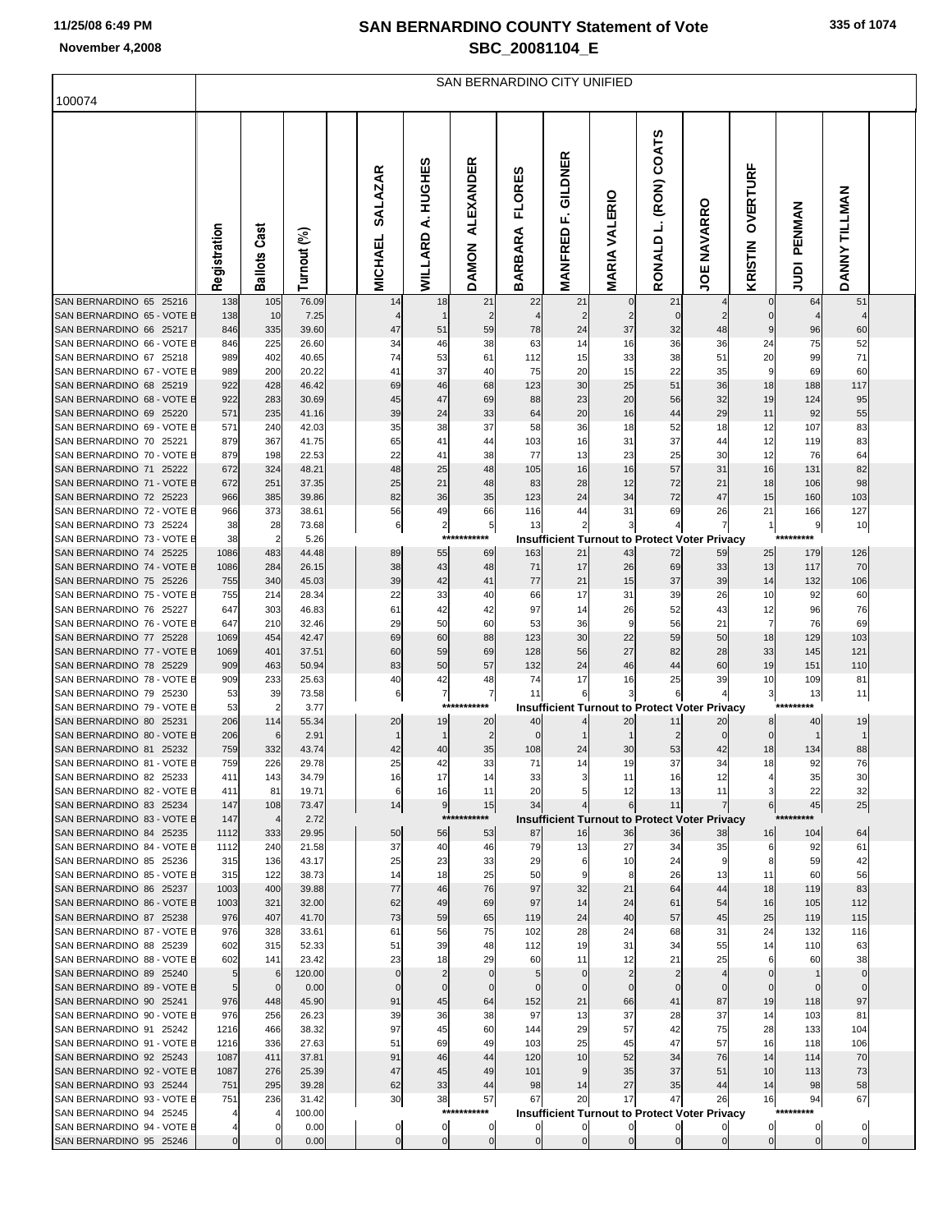# SAN BERNARDINO COUNTY Statement of Vote

## SBC_20081104_E

November 4,2008

100074

SAN BERNARDINO CITY UNIFIED

| | Registration | Ballots Cast | Turnout (%) | MICHAEL SALAZAR | WILLARD A. HUGHES | DAMON ALEXANDER | BARBARA FLORES | MANFRED F. GILDNER | MARIA VALERIO | RONALD L. (RON) COATS | JOE NAVARRO | KRISTIN OVERTURF | JUDI PENMAN | DANNY TILLMAN |
|---|---|---|---|---|---|---|---|---|---|---|---|---|---|---|
| SAN BERNARDINO 65 25216 | 138 | 105 | 76.09 | 14 | 18 | 21 | 22 | 21 | 0 | 21 | 4 | 0 | 64 | 51 |
| SAN BERNARDINO 65 - VOTE B | 138 | 10 | 7.25 | 4 | 1 | 2 | 4 | 2 | 2 | 0 | 2 | 0 | 4 | 4 |
| SAN BERNARDINO 66 25217 | 846 | 335 | 39.60 | 47 | 51 | 59 | 78 | 24 | 37 | 32 | 48 | 9 | 96 | 60 |
| SAN BERNARDINO 66 - VOTE B | 846 | 225 | 26.60 | 34 | 46 | 38 | 63 | 14 | 16 | 36 | 36 | 24 | 75 | 52 |
| SAN BERNARDINO 67 25218 | 989 | 402 | 40.65 | 74 | 53 | 61 | 112 | 15 | 33 | 38 | 51 | 20 | 99 | 71 |
| SAN BERNARDINO 67 - VOTE B | 989 | 200 | 20.22 | 41 | 37 | 40 | 75 | 20 | 15 | 22 | 35 | 9 | 69 | 60 |
| SAN BERNARDINO 68 25219 | 922 | 428 | 46.42 | 69 | 46 | 68 | 123 | 30 | 25 | 51 | 36 | 18 | 188 | 117 |
| SAN BERNARDINO 68 - VOTE B | 922 | 283 | 30.69 | 45 | 47 | 69 | 88 | 23 | 20 | 56 | 32 | 19 | 124 | 95 |
| SAN BERNARDINO 69 25220 | 571 | 235 | 41.16 | 39 | 24 | 33 | 64 | 20 | 16 | 44 | 29 | 11 | 92 | 55 |
| SAN BERNARDINO 69 - VOTE B | 571 | 240 | 42.03 | 35 | 38 | 37 | 58 | 36 | 18 | 52 | 18 | 12 | 107 | 83 |
| SAN BERNARDINO 70 25221 | 879 | 367 | 41.75 | 65 | 41 | 44 | 103 | 16 | 31 | 37 | 44 | 12 | 119 | 83 |
| SAN BERNARDINO 70 - VOTE B | 879 | 198 | 22.53 | 22 | 41 | 38 | 77 | 13 | 23 | 25 | 30 | 12 | 76 | 64 |
| SAN BERNARDINO 71 25222 | 672 | 324 | 48.21 | 48 | 25 | 48 | 105 | 16 | 16 | 57 | 31 | 16 | 131 | 82 |
| SAN BERNARDINO 71 - VOTE B | 672 | 251 | 37.35 | 25 | 21 | 48 | 83 | 28 | 12 | 72 | 21 | 18 | 106 | 98 |
| SAN BERNARDINO 72 25223 | 966 | 385 | 39.86 | 82 | 36 | 35 | 123 | 24 | 34 | 72 | 47 | 15 | 160 | 103 |
| SAN BERNARDINO 72 - VOTE B | 966 | 373 | 38.61 | 56 | 49 | 66 | 116 | 44 | 31 | 69 | 26 | 21 | 166 | 127 |
| SAN BERNARDINO 73 25224 | 38 | 28 | 73.68 | 6 | 2 | 5 | 13 | 2 | 3 | 4 | 7 | 1 | 9 | 10 |
| SAN BERNARDINO 73 - VOTE B | 38 | 2 | 5.26 | *********** Insufficient Turnout to Protect Voter Privacy ********* | | | | | | | | | | |
| SAN BERNARDINO 74 25225 | 1086 | 483 | 44.48 | 89 | 55 | 69 | 163 | 21 | 43 | 72 | 59 | 25 | 179 | 126 |
| SAN BERNARDINO 74 - VOTE B | 1086 | 284 | 26.15 | 38 | 43 | 48 | 71 | 17 | 26 | 69 | 33 | 13 | 117 | 70 |
| SAN BERNARDINO 75 25226 | 755 | 340 | 45.03 | 39 | 42 | 41 | 77 | 21 | 15 | 37 | 39 | 14 | 132 | 106 |
| SAN BERNARDINO 75 - VOTE B | 755 | 214 | 28.34 | 22 | 33 | 40 | 66 | 17 | 31 | 39 | 26 | 10 | 92 | 60 |
| SAN BERNARDINO 76 25227 | 647 | 303 | 46.83 | 61 | 42 | 42 | 97 | 14 | 26 | 52 | 43 | 12 | 96 | 76 |
| SAN BERNARDINO 76 - VOTE B | 647 | 210 | 32.46 | 29 | 50 | 60 | 53 | 36 | 9 | 56 | 21 | 7 | 76 | 69 |
| SAN BERNARDINO 77 25228 | 1069 | 454 | 42.47 | 69 | 60 | 88 | 123 | 30 | 22 | 59 | 50 | 18 | 129 | 103 |
| SAN BERNARDINO 77 - VOTE B | 1069 | 401 | 37.51 | 60 | 59 | 69 | 128 | 56 | 27 | 82 | 28 | 33 | 145 | 121 |
| SAN BERNARDINO 78 25229 | 909 | 463 | 50.94 | 83 | 50 | 57 | 132 | 24 | 46 | 44 | 60 | 19 | 151 | 110 |
| SAN BERNARDINO 78 - VOTE B | 909 | 233 | 25.63 | 40 | 42 | 48 | 74 | 17 | 16 | 25 | 39 | 10 | 109 | 81 |
| SAN BERNARDINO 79 25230 | 53 | 39 | 73.58 | 6 | 7 | 7 | 11 | 6 | 3 | 6 | 4 | 3 | 13 | 11 |
| SAN BERNARDINO 79 - VOTE B | 53 | 2 | 3.77 | *********** Insufficient Turnout to Protect Voter Privacy ********* | | | | | | | | | | |
| SAN BERNARDINO 80 25231 | 206 | 114 | 55.34 | 20 | 19 | 20 | 40 | 4 | 20 | 11 | 20 | 8 | 40 | 19 |
| SAN BERNARDINO 80 - VOTE B | 206 | 6 | 2.91 | 1 | 1 | 2 | 0 | 1 | 1 | 2 | 0 | 0 | 1 | 1 |
| SAN BERNARDINO 81 25232 | 759 | 332 | 43.74 | 42 | 40 | 35 | 108 | 24 | 30 | 53 | 42 | 18 | 134 | 88 |
| SAN BERNARDINO 81 - VOTE B | 759 | 226 | 29.78 | 25 | 42 | 33 | 71 | 14 | 19 | 37 | 34 | 18 | 92 | 76 |
| SAN BERNARDINO 82 25233 | 411 | 143 | 34.79 | 16 | 17 | 14 | 33 | 3 | 11 | 16 | 12 | 4 | 35 | 30 |
| SAN BERNARDINO 82 - VOTE B | 411 | 81 | 19.71 | 6 | 16 | 11 | 20 | 5 | 12 | 13 | 11 | 3 | 22 | 32 |
| SAN BERNARDINO 83 25234 | 147 | 108 | 73.47 | 14 | 9 | 15 | 34 | 4 | 6 | 11 | 7 | 6 | 45 | 25 |
| SAN BERNARDINO 83 - VOTE B | 147 | 4 | 2.72 | *********** Insufficient Turnout to Protect Voter Privacy ********* | | | | | | | | | | |
| SAN BERNARDINO 84 25235 | 1112 | 333 | 29.95 | 50 | 56 | 53 | 87 | 16 | 36 | 36 | 38 | 16 | 104 | 64 |
| SAN BERNARDINO 84 - VOTE B | 1112 | 240 | 21.58 | 37 | 40 | 46 | 79 | 13 | 27 | 34 | 35 | 6 | 92 | 61 |
| SAN BERNARDINO 85 25236 | 315 | 136 | 43.17 | 25 | 23 | 33 | 29 | 6 | 10 | 24 | 9 | 8 | 59 | 42 |
| SAN BERNARDINO 85 - VOTE B | 315 | 122 | 38.73 | 14 | 18 | 25 | 50 | 9 | 8 | 26 | 13 | 11 | 60 | 56 |
| SAN BERNARDINO 86 25237 | 1003 | 400 | 39.88 | 77 | 46 | 76 | 97 | 32 | 21 | 64 | 44 | 18 | 119 | 83 |
| SAN BERNARDINO 86 - VOTE B | 1003 | 321 | 32.00 | 62 | 49 | 69 | 97 | 14 | 24 | 61 | 54 | 16 | 105 | 112 |
| SAN BERNARDINO 87 25238 | 976 | 407 | 41.70 | 73 | 59 | 65 | 119 | 24 | 40 | 57 | 45 | 25 | 119 | 115 |
| SAN BERNARDINO 87 - VOTE B | 976 | 328 | 33.61 | 61 | 56 | 75 | 102 | 28 | 24 | 68 | 31 | 24 | 132 | 116 |
| SAN BERNARDINO 88 25239 | 602 | 315 | 52.33 | 51 | 39 | 48 | 112 | 19 | 31 | 34 | 55 | 14 | 110 | 63 |
| SAN BERNARDINO 88 - VOTE B | 602 | 141 | 23.42 | 23 | 18 | 29 | 60 | 11 | 12 | 21 | 25 | 6 | 60 | 38 |
| SAN BERNARDINO 89 25240 | 5 | 6 | 120.00 | 0 | 2 | 0 | 5 | 0 | 2 | 2 | 4 | 0 | 1 | 0 |
| SAN BERNARDINO 89 - VOTE B | 5 | 0 | 0.00 | 0 | 0 | 0 | 0 | 0 | 0 | 0 | 0 | 0 | 0 | 0 |
| SAN BERNARDINO 90 25241 | 976 | 448 | 45.90 | 91 | 45 | 64 | 152 | 21 | 66 | 41 | 87 | 19 | 118 | 97 |
| SAN BERNARDINO 90 - VOTE B | 976 | 256 | 26.23 | 39 | 36 | 38 | 97 | 13 | 37 | 28 | 37 | 14 | 103 | 81 |
| SAN BERNARDINO 91 25242 | 1216 | 466 | 38.32 | 97 | 45 | 60 | 144 | 29 | 57 | 42 | 75 | 28 | 133 | 104 |
| SAN BERNARDINO 91 - VOTE B | 1216 | 336 | 27.63 | 51 | 69 | 49 | 103 | 25 | 45 | 47 | 57 | 16 | 118 | 106 |
| SAN BERNARDINO 92 25243 | 1087 | 411 | 37.81 | 91 | 46 | 44 | 120 | 10 | 52 | 34 | 76 | 14 | 114 | 70 |
| SAN BERNARDINO 92 - VOTE B | 1087 | 276 | 25.39 | 47 | 45 | 49 | 101 | 9 | 35 | 37 | 51 | 10 | 113 | 73 |
| SAN BERNARDINO 93 25244 | 751 | 295 | 39.28 | 62 | 33 | 44 | 98 | 14 | 27 | 35 | 44 | 14 | 98 | 58 |
| SAN BERNARDINO 93 - VOTE B | 751 | 236 | 31.42 | 30 | 38 | 57 | 67 | 20 | 17 | 47 | 26 | 16 | 94 | 67 |
| SAN BERNARDINO 94 25245 | 4 | 4 | 100.00 | *********** Insufficient Turnout to Protect Voter Privacy ********* | | | | | | | | | | |
| SAN BERNARDINO 94 - VOTE B | 4 | 0 | 0.00 | 0 | 0 | 0 | 0 | 0 | 0 | 0 | 0 | 0 | 0 | 0 |
| SAN BERNARDINO 95 25246 | 0 | 0 | 0.00 | 0 | 0 | 0 | 0 | 0 | 0 | 0 | 0 | 0 | 0 | 0 |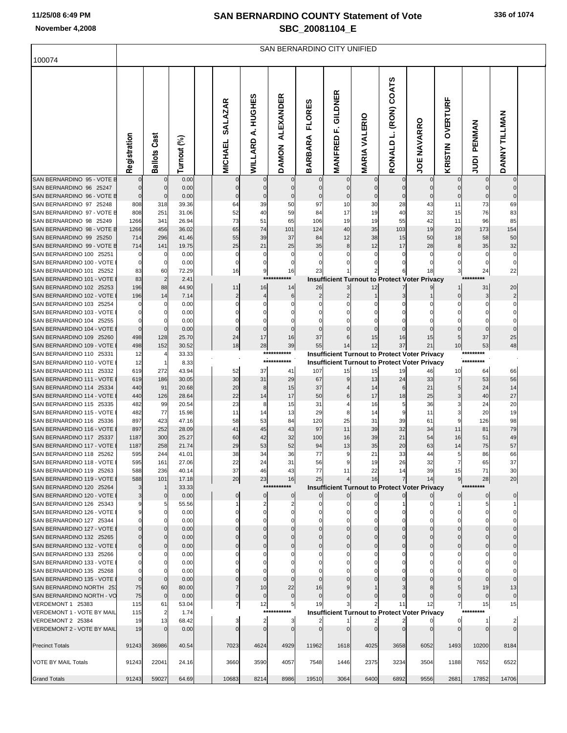## SAN BERNARDINO COUNTY Statement of Vote
## SBC_20081104_E

November 4,2008

SAN BERNARDINO CITY UNIFIED

100074

| | Registration | Ballots Cast | Turnout (%) | | MICHAEL SALAZAR | WILLARD A. HUGHES | DAMON ALEXANDER | BARBARA FLORES | MANFRED F. GILDNER | MARIA VALERIO | RONALD L. (RON) COATS | JOE NAVARRO | KRISTIN OVERTURF | JUDI PENMAN | DANNY TILLMAN |
|---|---|---|---|---|---|---|---|---|---|---|---|---|---|---|---|
| SAN BERNARDINO 95 - VOTE B | 0 | 0 | 0.00 | | 0 | 0 | 0 | 0 | 0 | 0 | 0 | 0 | 0 | 0 | 0 |
| SAN BERNARDINO 96 25247 | 0 | 0 | 0.00 | | 0 | 0 | 0 | 0 | 0 | 0 | 0 | 0 | 0 | 0 | 0 |
| SAN BERNARDINO 96 - VOTE B | 0 | 0 | 0.00 | | 0 | 0 | 0 | 0 | 0 | 0 | 0 | 0 | 0 | 0 | 0 |
| SAN BERNARDINO 97 25248 | 808 | 318 | 39.36 | | 64 | 39 | 50 | 97 | 10 | 30 | 28 | 43 | 11 | 73 | 69 |
| SAN BERNARDINO 97 - VOTE B | 808 | 251 | 31.06 | | 52 | 40 | 59 | 84 | 17 | 19 | 40 | 32 | 15 | 76 | 83 |
| SAN BERNARDINO 98 25249 | 1266 | 341 | 26.94 | | 73 | 51 | 65 | 106 | 19 | 19 | 55 | 42 | 11 | 96 | 85 |
| SAN BERNARDINO 98 - VOTE B | 1266 | 456 | 36.02 | | 65 | 74 | 101 | 124 | 40 | 35 | 103 | 19 | 20 | 173 | 154 |
| SAN BERNARDINO 99 25250 | 714 | 296 | 41.46 | | 55 | 39 | 37 | 84 | 12 | 38 | 15 | 50 | 18 | 58 | 50 |
| SAN BERNARDINO 99 - VOTE B | 714 | 141 | 19.75 | | 25 | 21 | 25 | 35 | 8 | 12 | 17 | 28 | 8 | 35 | 32 |
| SAN BERNARDINO 100 25251 | 0 | 0 | 0.00 | | 0 | 0 | 0 | 0 | 0 | 0 | 0 | 0 | 0 | 0 | 0 |
| SAN BERNARDINO 100 - VOTE | 0 | 0 | 0.00 | | 0 | 0 | 0 | 0 | 0 | 0 | 0 | 0 | 0 | 0 | 0 |
| SAN BERNARDINO 101 25252 | 83 | 60 | 72.29 | | 16 | 9 | 16 | 23 | 1 | 2 | 6 | 18 | 3 | 24 | 22 |
| SAN BERNARDINO 101 - VOTE | 83 | 2 | 2.41 | | | | *********** | Insufficient Turnout to Protect Voter Privacy | | | | | | ********* | |
| SAN BERNARDINO 102 25253 | 196 | 88 | 44.90 | | 11 | 16 | 14 | 26 | 3 | 12 | 7 | 9 | 1 | 31 | 20 |
| SAN BERNARDINO 102 - VOTE | 196 | 14 | 7.14 | | 2 | 4 | 6 | 2 | 2 | 1 | 3 | 1 | 0 | 3 | 2 |
| SAN BERNARDINO 103 25254 | 0 | 0 | 0.00 | | 0 | 0 | 0 | 0 | 0 | 0 | 0 | 0 | 0 | 0 | 0 |
| SAN BERNARDINO 103 - VOTE | 0 | 0 | 0.00 | | 0 | 0 | 0 | 0 | 0 | 0 | 0 | 0 | 0 | 0 | 0 |
| SAN BERNARDINO 104 25255 | 0 | 0 | 0.00 | | 0 | 0 | 0 | 0 | 0 | 0 | 0 | 0 | 0 | 0 | 0 |
| SAN BERNARDINO 104 - VOTE | 0 | 0 | 0.00 | | 0 | 0 | 0 | 0 | 0 | 0 | 0 | 0 | 0 | 0 | 0 |
| SAN BERNARDINO 109 25260 | 498 | 128 | 25.70 | | 24 | 17 | 16 | 37 | 6 | 15 | 16 | 15 | 5 | 37 | 25 |
| SAN BERNARDINO 109 - VOTE | 498 | 152 | 30.52 | | 18 | 28 | 39 | 55 | 14 | 12 | 37 | 21 | 10 | 53 | 48 |
| SAN BERNARDINO 110 25331 | 12 | 4 | 33.33 | | | | *********** | Insufficient Turnout to Protect Voter Privacy | | | | | | ********* | |
| SAN BERNARDINO 110 - VOTE | 12 | 1 | 8.33 | | | | *********** | Insufficient Turnout to Protect Voter Privacy | | | | | | ********* | |
| SAN BERNARDINO 111 25332 | 619 | 272 | 43.94 | | 52 | 37 | 41 | 107 | 15 | 15 | 19 | 46 | 10 | 64 | 66 |
| SAN BERNARDINO 111 - VOTE | 619 | 186 | 30.05 | | 30 | 31 | 29 | 67 | 9 | 13 | 24 | 33 | 7 | 53 | 56 |
| SAN BERNARDINO 114 25334 | 440 | 91 | 20.68 | | 20 | 8 | 15 | 37 | 4 | 14 | 6 | 21 | 5 | 24 | 14 |
| SAN BERNARDINO 114 - VOTE | 440 | 126 | 28.64 | | 22 | 14 | 17 | 50 | 6 | 17 | 18 | 25 | 3 | 40 | 27 |
| SAN BERNARDINO 115 25335 | 482 | 99 | 20.54 | | 23 | 8 | 15 | 31 | 4 | 16 | 5 | 36 | 3 | 24 | 20 |
| SAN BERNARDINO 115 - VOTE | 482 | 77 | 15.98 | | 11 | 14 | 13 | 29 | 8 | 14 | 9 | 11 | 3 | 20 | 19 |
| SAN BERNARDINO 116 25336 | 897 | 423 | 47.16 | | 58 | 53 | 84 | 120 | 25 | 31 | 39 | 61 | 9 | 126 | 98 |
| SAN BERNARDINO 116 - VOTE | 897 | 252 | 28.09 | | 41 | 45 | 43 | 97 | 11 | 39 | 32 | 34 | 11 | 81 | 79 |
| SAN BERNARDINO 117 25337 | 1187 | 300 | 25.27 | | 60 | 42 | 32 | 100 | 16 | 39 | 21 | 54 | 16 | 51 | 49 |
| SAN BERNARDINO 117 - VOTE | 1187 | 258 | 21.74 | | 29 | 53 | 52 | 94 | 13 | 35 | 20 | 63 | 14 | 75 | 57 |
| SAN BERNARDINO 118 25262 | 595 | 244 | 41.01 | | 38 | 34 | 36 | 77 | 9 | 21 | 33 | 44 | 5 | 86 | 66 |
| SAN BERNARDINO 118 - VOTE | 595 | 161 | 27.06 | | 22 | 24 | 31 | 56 | 9 | 19 | 26 | 32 | 7 | 65 | 37 |
| SAN BERNARDINO 119 25263 | 588 | 236 | 40.14 | | 37 | 46 | 43 | 77 | 11 | 22 | 14 | 39 | 15 | 71 | 30 |
| SAN BERNARDINO 119 - VOTE | 588 | 101 | 17.18 | | 20 | 23 | 16 | 25 | 4 | 16 | 7 | 14 | 9 | 28 | 20 |
| SAN BERNARDINO 120 25264 | 3 | 1 | 33.33 | | | | *********** | Insufficient Turnout to Protect Voter Privacy | | | | | | ********* | |
| SAN BERNARDINO 120 - VOTE | 3 | 0 | 0.00 | | 0 | 0 | 0 | 0 | 0 | 0 | 0 | 0 | 0 | 0 | 0 |
| SAN BERNARDINO 126 25343 | 9 | 5 | 55.56 | | 1 | 2 | 2 | 0 | 0 | 0 | 1 | 0 | 1 | 5 | 1 |
| SAN BERNARDINO 126 - VOTE | 9 | 0 | 0.00 | | 0 | 0 | 0 | 0 | 0 | 0 | 0 | 0 | 0 | 0 | 0 |
| SAN BERNARDINO 127 25344 | 0 | 0 | 0.00 | | 0 | 0 | 0 | 0 | 0 | 0 | 0 | 0 | 0 | 0 | 0 |
| SAN BERNARDINO 127 - VOTE | 0 | 0 | 0.00 | | 0 | 0 | 0 | 0 | 0 | 0 | 0 | 0 | 0 | 0 | 0 |
| SAN BERNARDINO 132 25265 | 0 | 0 | 0.00 | | 0 | 0 | 0 | 0 | 0 | 0 | 0 | 0 | 0 | 0 | 0 |
| SAN BERNARDINO 132 - VOTE | 0 | 0 | 0.00 | | 0 | 0 | 0 | 0 | 0 | 0 | 0 | 0 | 0 | 0 | 0 |
| SAN BERNARDINO 133 25266 | 0 | 0 | 0.00 | | 0 | 0 | 0 | 0 | 0 | 0 | 0 | 0 | 0 | 0 | 0 |
| SAN BERNARDINO 133 - VOTE | 0 | 0 | 0.00 | | 0 | 0 | 0 | 0 | 0 | 0 | 0 | 0 | 0 | 0 | 0 |
| SAN BERNARDINO 135 25268 | 0 | 0 | 0.00 | | 0 | 0 | 0 | 0 | 0 | 0 | 0 | 0 | 0 | 0 | 0 |
| SAN BERNARDINO 135 - VOTE | 0 | 0 | 0.00 | | 0 | 0 | 0 | 0 | 0 | 0 | 0 | 0 | 0 | 0 | 0 |
| SAN BERNARDINO NORTH 253 | 75 | 60 | 80.00 | | 7 | 10 | 22 | 16 | 9 | 1 | 3 | 8 | 5 | 19 | 13 |
| SAN BERNARDINO NORTH - VO | 75 | 0 | 0.00 | | 0 | 0 | 0 | 0 | 0 | 0 | 0 | 0 | 0 | 0 | 0 |
| VERDEMONT 1 25383 | 115 | 61 | 53.04 | | 7 | 12 | 5 | 19 | 3 | 2 | 11 | 12 | 7 | 15 | 15 |
| VERDEMONT 1 - VOTE BY MAIL | 115 | 2 | 1.74 | | | | *********** | Insufficient Turnout to Protect Voter Privacy | | | | | | ********* | |
| VERDEMONT 2 25384 | 19 | 13 | 68.42 | | 3 | 2 | 3 | 2 | 1 | 2 | 2 | 0 | 0 | 1 | 2 |
| VERDEMONT 2 - VOTE BY MAIL | 19 | 0 | 0.00 | | 0 | 0 | 0 | 0 | 0 | 0 | 0 | 0 | 0 | 0 | 0 |
| Precinct Totals | 91243 | 36986 | 40.54 | | 7023 | 4624 | 4929 | 11962 | 1618 | 4025 | 3658 | 6052 | 1493 | 10200 | 8184 |
| VOTE BY MAIL Totals | 91243 | 22041 | 24.16 | | 3660 | 3590 | 4057 | 7548 | 1446 | 2375 | 3234 | 3504 | 1188 | 7652 | 6522 |
| Grand Totals | 91243 | 59027 | 64.69 | | 10683 | 8214 | 8986 | 19510 | 3064 | 6400 | 6892 | 9556 | 2681 | 17852 | 14706 |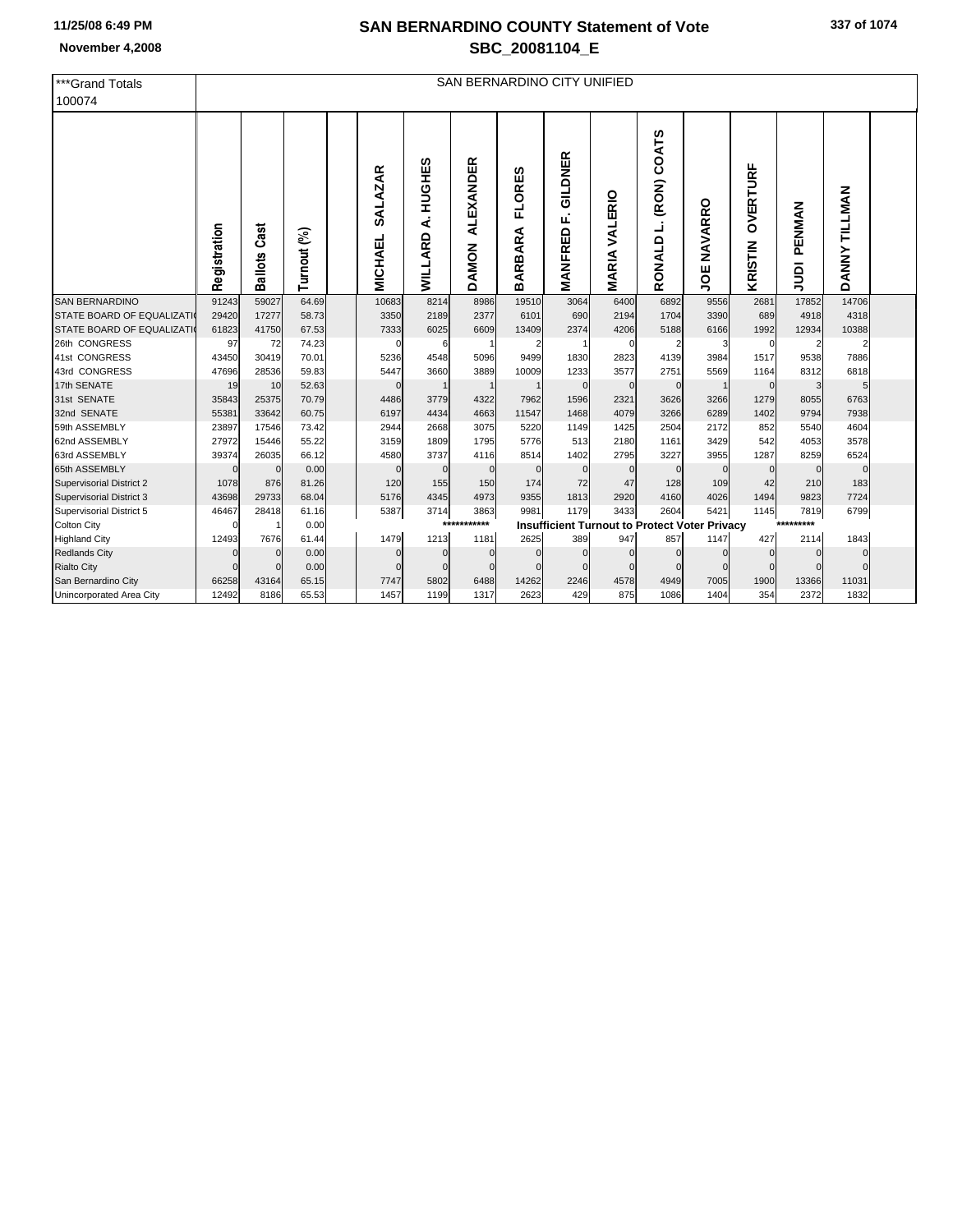# SAN BERNARDINO COUNTY Statement of Vote

## SBC_20081104_E

11/25/08 6:49 PM

November 4,2008

***Grand Totals
100074

SAN BERNARDINO CITY UNIFIED

| | Registration | Ballots Cast | Turnout (%) | MICHAEL SALAZAR | WILLARD A. HUGHES | DAMON ALEXANDER | BARBARA FLORES | MANFRED F. GILDNER | MARIA VALERIO | RONALD L. (RON) COATS | JOE NAVARRO | KRISTIN OVERTURF | JUDI PENMAN | DANNY TILLMAN |
|---|---|---|---|---|---|---|---|---|---|---|---|---|---|---|
| SAN BERNARDINO | 91243 | 59027 | 64.69 | 10683 | 8214 | 8986 | 19510 | 3064 | 6400 | 6892 | 9556 | 2681 | 17852 | 14706 |
| STATE BOARD OF EQUALIZATI | 29420 | 17277 | 58.73 | 3350 | 2189 | 2377 | 6101 | 690 | 2194 | 1704 | 3390 | 689 | 4918 | 4318 |
| STATE BOARD OF EQUALIZATI | 61823 | 41750 | 67.53 | 7333 | 6025 | 6609 | 13409 | 2374 | 4206 | 5188 | 6166 | 1992 | 12934 | 10388 |
| 26th CONGRESS | 97 | 72 | 74.23 | 0 | 6 | 1 | 2 | 1 | 0 | 2 | 3 | 0 | 2 | 2 |
| 41st CONGRESS | 43450 | 30419 | 70.01 | 5236 | 4548 | 5096 | 9499 | 1830 | 2823 | 4139 | 3984 | 1517 | 9538 | 7886 |
| 43rd CONGRESS | 47696 | 28536 | 59.83 | 5447 | 3660 | 3889 | 10009 | 1233 | 3577 | 2751 | 5569 | 1164 | 8312 | 6818 |
| 17th SENATE | 19 | 10 | 52.63 | 0 | 1 | 1 | 1 | 0 | 0 | 0 | 1 | 0 | 3 | 5 |
| 31st SENATE | 35843 | 25375 | 70.79 | 4486 | 3779 | 4322 | 7962 | 1596 | 2321 | 3626 | 3266 | 1279 | 8055 | 6763 |
| 32nd SENATE | 55381 | 33642 | 60.75 | 6197 | 4434 | 4663 | 11547 | 1468 | 4079 | 3266 | 6289 | 1402 | 9794 | 7938 |
| 59th ASSEMBLY | 23897 | 17546 | 73.42 | 2944 | 2668 | 3075 | 5220 | 1149 | 1425 | 2504 | 2172 | 852 | 5540 | 4604 |
| 62nd ASSEMBLY | 27972 | 15446 | 55.22 | 3159 | 1809 | 1795 | 5776 | 513 | 2180 | 1161 | 3429 | 542 | 4053 | 3578 |
| 63rd ASSEMBLY | 39374 | 26035 | 66.12 | 4580 | 3737 | 4116 | 8514 | 1402 | 2795 | 3227 | 3955 | 1287 | 8259 | 6524 |
| 65th ASSEMBLY | 0 | 0 | 0.00 | 0 | 0 | 0 | 0 | 0 | 0 | 0 | 0 | 0 | 0 | 0 |
| Supervisorial District 2 | 1078 | 876 | 81.26 | 120 | 155 | 150 | 174 | 72 | 47 | 128 | 109 | 42 | 210 | 183 |
| Supervisorial District 3 | 43698 | 29733 | 68.04 | 5176 | 4345 | 4973 | 9355 | 1813 | 2920 | 4160 | 4026 | 1494 | 9823 | 7724 |
| Supervisorial District 5 | 46467 | 28418 | 61.16 | 5387 | 3714 | 3863 | 9981 | 1179 | 3433 | 2604 | 5421 | 1145 | 7819 | 6799 |
| Colton City | 0 | 1 | 0.00 | | | *********** | Insufficient Turnout to Protect Voter Privacy | | | | | | ********* | |
| Highland City | 12493 | 7676 | 61.44 | 1479 | 1213 | 1181 | 2625 | 389 | 947 | 857 | 1147 | 427 | 2114 | 1843 |
| Redlands City | 0 | 0 | 0.00 | 0 | 0 | 0 | 0 | 0 | 0 | 0 | 0 | 0 | 0 | 0 |
| Rialto City | 0 | 0 | 0.00 | 0 | 0 | 0 | 0 | 0 | 0 | 0 | 0 | 0 | 0 | 0 |
| San Bernardino City | 66258 | 43164 | 65.15 | 7747 | 5802 | 6488 | 14262 | 2246 | 4578 | 4949 | 7005 | 1900 | 13366 | 11031 |
| Unincorporated Area City | 12492 | 8186 | 65.53 | 1457 | 1199 | 1317 | 2623 | 429 | 875 | 1086 | 1404 | 354 | 2372 | 1832 |